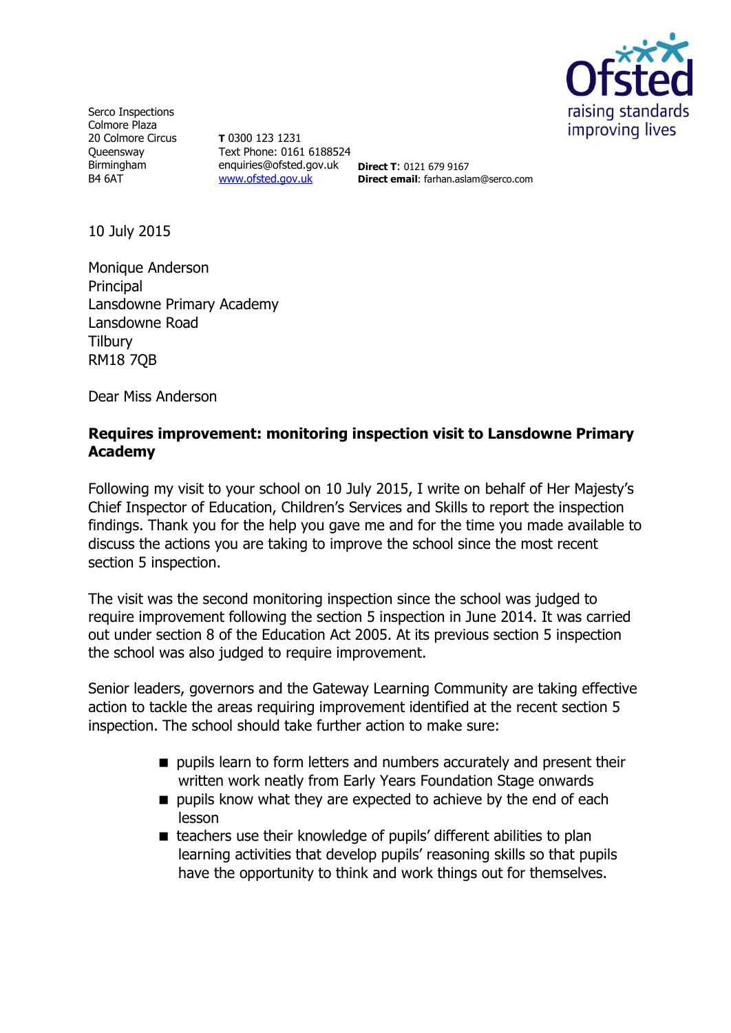Serco Inspections
Colmore Plaza
20 Colmore Circus
Queensway
Birmingham
B4 6AT

**T** 0300 123 1231
Text Phone: 0161 6188524
enquiries@ofsted.gov.uk
[www.ofsted.gov.uk](http://www.ofsted.gov.uk)

**Direct T**: 0121 679 9167
**Direct email**: farhan.aslam@serco.com

10 July 2015

Monique Anderson
Principal
Lansdowne Primary Academy
Lansdowne Road
Tilbury
RM18 7QB

Dear Miss Anderson

**Requires improvement: monitoring inspection visit to Lansdowne Primary Academy**

Following my visit to your school on 10 July 2015, I write on behalf of Her Majesty's Chief Inspector of Education, Children's Services and Skills to report the inspection findings. Thank you for the help you gave me and for the time you made available to discuss the actions you are taking to improve the school since the most recent section 5 inspection.

The visit was the second monitoring inspection since the school was judged to require improvement following the section 5 inspection in June 2014. It was carried out under section 8 of the Education Act 2005. At its previous section 5 inspection the school was also judged to require improvement.

Senior leaders, governors and the Gateway Learning Community are taking effective action to tackle the areas requiring improvement identified at the recent section 5 inspection. The school should take further action to make sure:

- pupils learn to form letters and numbers accurately and present their written work neatly from Early Years Foundation Stage onwards
- pupils know what they are expected to achieve by the end of each lesson
- teachers use their knowledge of pupils' different abilities to plan learning activities that develop pupils' reasoning skills so that pupils have the opportunity to think and work things out for themselves.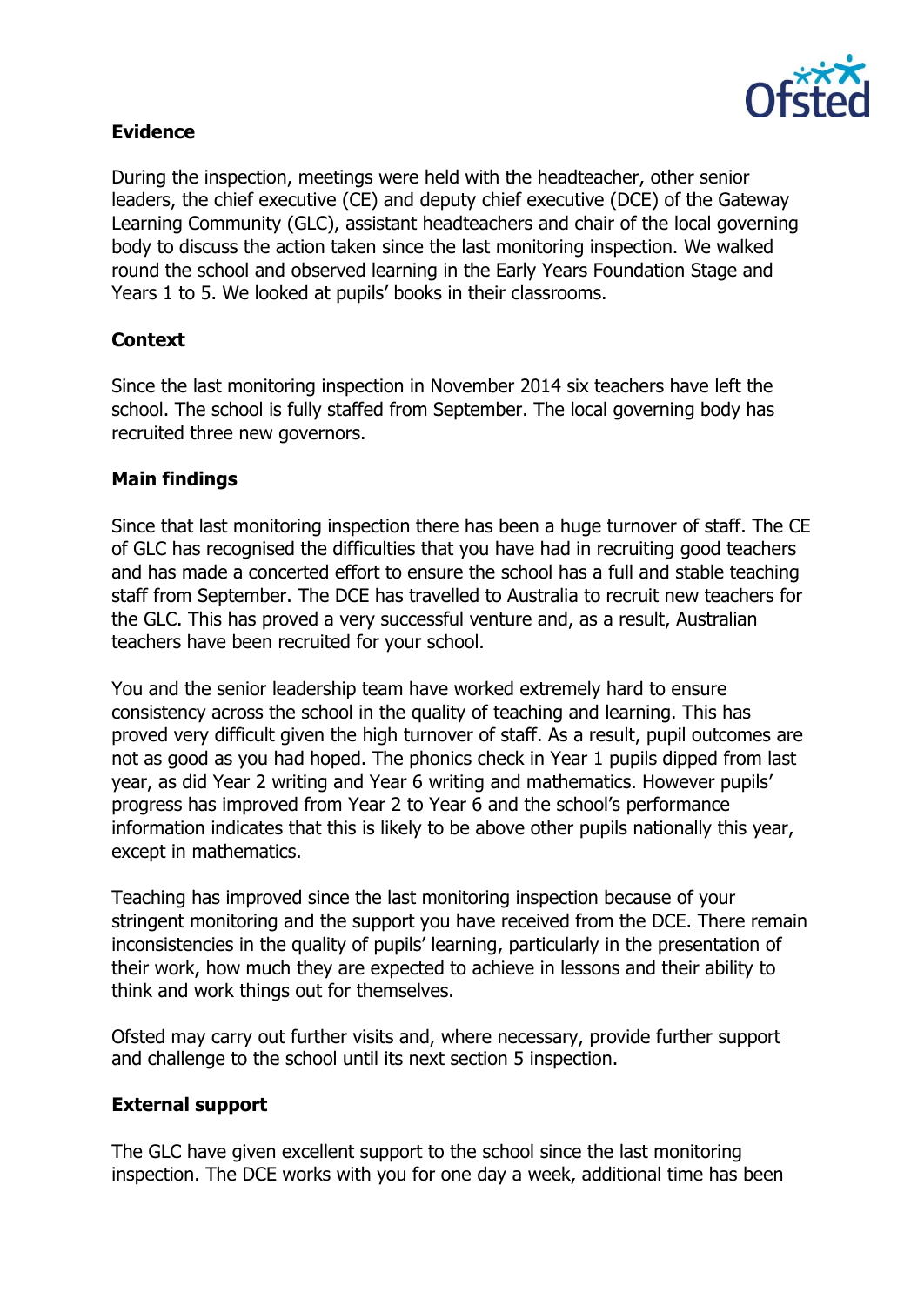**Evidence**

During the inspection, meetings were held with the headteacher, other senior leaders, the chief executive (CE) and deputy chief executive (DCE) of the Gateway Learning Community (GLC), assistant headteachers and chair of the local governing body to discuss the action taken since the last monitoring inspection. We walked round the school and observed learning in the Early Years Foundation Stage and Years 1 to 5. We looked at pupils' books in their classrooms.

**Context**

Since the last monitoring inspection in November 2014 six teachers have left the school. The school is fully staffed from September. The local governing body has recruited three new governors.

**Main findings**

Since that last monitoring inspection there has been a huge turnover of staff. The CE of GLC has recognised the difficulties that you have had in recruiting good teachers and has made a concerted effort to ensure the school has a full and stable teaching staff from September. The DCE has travelled to Australia to recruit new teachers for the GLC. This has proved a very successful venture and, as a result, Australian teachers have been recruited for your school.

You and the senior leadership team have worked extremely hard to ensure consistency across the school in the quality of teaching and learning. This has proved very difficult given the high turnover of staff. As a result, pupil outcomes are not as good as you had hoped. The phonics check in Year 1 pupils dipped from last year, as did Year 2 writing and Year 6 writing and mathematics. However pupils' progress has improved from Year 2 to Year 6 and the school's performance information indicates that this is likely to be above other pupils nationally this year, except in mathematics.

Teaching has improved since the last monitoring inspection because of your stringent monitoring and the support you have received from the DCE. There remain inconsistencies in the quality of pupils' learning, particularly in the presentation of their work, how much they are expected to achieve in lessons and their ability to think and work things out for themselves.

Ofsted may carry out further visits and, where necessary, provide further support and challenge to the school until its next section 5 inspection.

**External support**

The GLC have given excellent support to the school since the last monitoring inspection. The DCE works with you for one day a week, additional time has been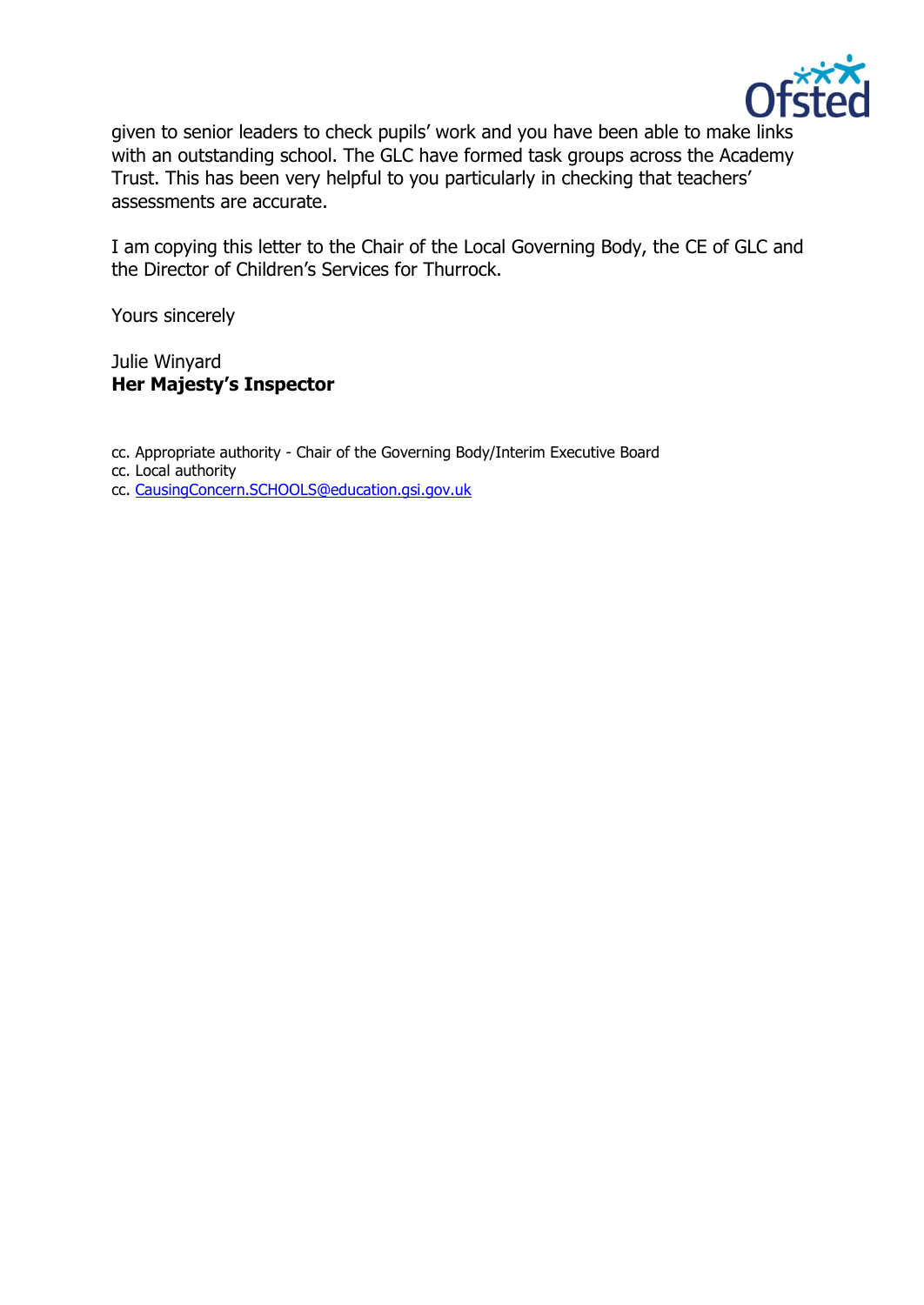given to senior leaders to check pupils' work and you have been able to make links with an outstanding school. The GLC have formed task groups across the Academy Trust. This has been very helpful to you particularly in checking that teachers' assessments are accurate.

I am copying this letter to the Chair of the Local Governing Body, the CE of GLC and the Director of Children's Services for Thurrock.

Yours sincerely

Julie Winyard
**Her Majesty's Inspector**

cc. Appropriate authority - Chair of the Governing Body/Interim Executive Board
cc. Local authority
cc. CausingConcern.SCHOOLS@education.gsi.gov.uk